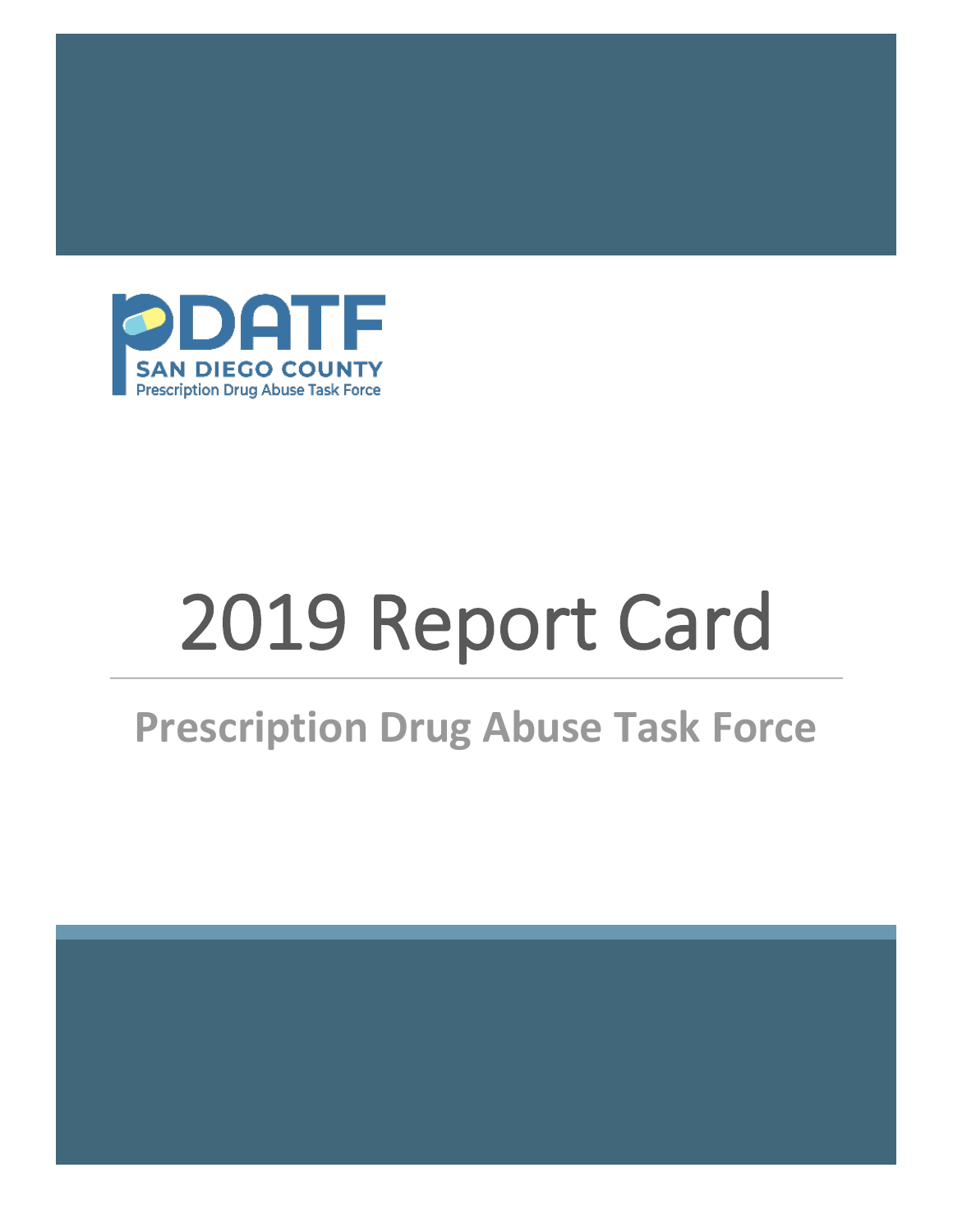PDATF

SAN DIEGO COUNTY

Prescription Drug Abuse Task Force

# 2019 Report Card

## Prescription Drug Abuse Task Force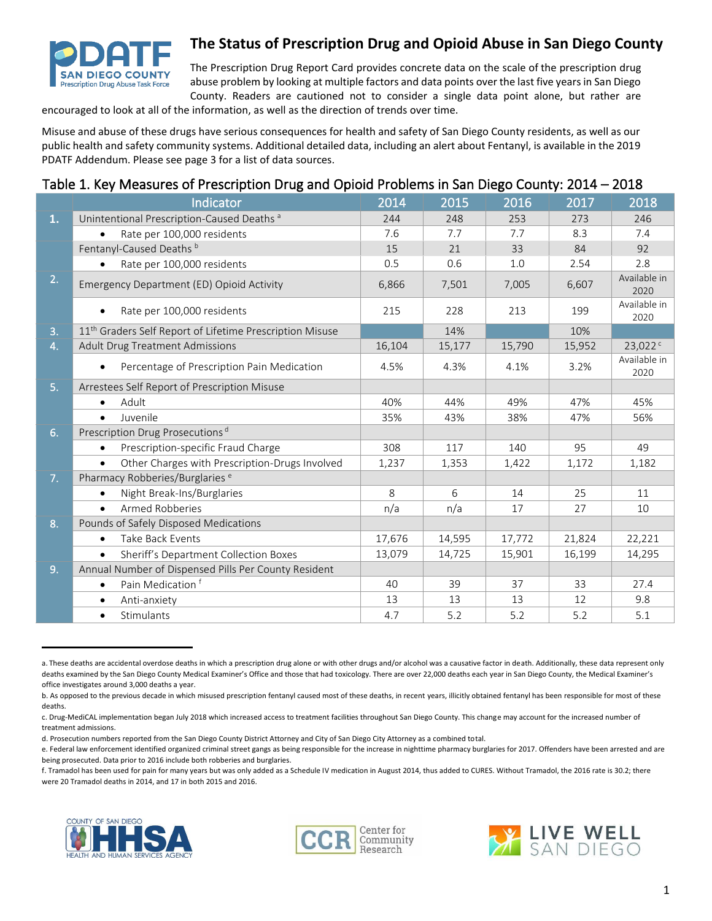# The Status of Prescription Drug and Opioid Abuse in San Diego County

The Prescription Drug Report Card provides concrete data on the scale of the prescription drug abuse problem by looking at multiple factors and data points over the last five years in San Diego County. Readers are cautioned not to consider a single data point alone, but rather are encouraged to look at all of the information, as well as the direction of trends over time.

Misuse and abuse of these drugs have serious consequences for health and safety of San Diego County residents, as well as our public health and safety community systems. Additional detailed data, including an alert about Fentanyl, is available in the 2019 PDATF Addendum. Please see page 3 for a list of data sources.

## Table 1. Key Measures of Prescription Drug and Opioid Problems in San Diego County: 2014 – 2018

| | Indicator | 2014 | 2015 | 2016 | 2017 | 2018 |
|---|---|---|---|---|---|---|
| 1. | Unintentional Prescription-Caused Deaths [a] | 244 | 248 | 253 | 273 | 246 |
| | • Rate per 100,000 residents | 7.6 | 7.7 | 7.7 | 8.3 | 7.4 |
| | Fentanyl-Caused Deaths [b] | 15 | 21 | 33 | 84 | 92 |
| | • Rate per 100,000 residents | 0.5 | 0.6 | 1.0 | 2.54 | 2.8 |
| 2. | Emergency Department (ED) Opioid Activity | 6,866 | 7,501 | 7,005 | 6,607 | Available in 2020 |
| | • Rate per 100,000 residents | 215 | 228 | 213 | 199 | Available in 2020 |
| 3. | 11th Graders Self Report of Lifetime Prescription Misuse | | 14% | | 10% | |
| 4. | Adult Drug Treatment Admissions | 16,104 | 15,177 | 15,790 | 15,952 | 23,022 [c] |
| | • Percentage of Prescription Pain Medication | 4.5% | 4.3% | 4.1% | 3.2% | Available in 2020 |
| 5. | Arrestees Self Report of Prescription Misuse | | | | | |
| | • Adult | 40% | 44% | 49% | 47% | 45% |
| | • Juvenile | 35% | 43% | 38% | 47% | 56% |
| 6. | Prescription Drug Prosecutions [d] | | | | | |
| | • Prescription-specific Fraud Charge | 308 | 117 | 140 | 95 | 49 |
| | • Other Charges with Prescription-Drugs Involved | 1,237 | 1,353 | 1,422 | 1,172 | 1,182 |
| 7. | Pharmacy Robberies/Burglaries [e] | | | | | |
| | • Night Break-Ins/Burglaries | 8 | 6 | 14 | 25 | 11 |
| | • Armed Robberies | n/a | n/a | 17 | 27 | 10 |
| 8. | Pounds of Safely Disposed Medications | | | | | |
| | • Take Back Events | 17,676 | 14,595 | 17,772 | 21,824 | 22,221 |
| | • Sheriff's Department Collection Boxes | 13,079 | 14,725 | 15,901 | 16,199 | 14,295 |
| 9. | Annual Number of Dispensed Pills Per County Resident | | | | | |
| | • Pain Medication [f] | 40 | 39 | 37 | 33 | 27.4 |
| | • Anti-anxiety | 13 | 13 | 13 | 12 | 9.8 |
| | • Stimulants | 4.7 | 5.2 | 5.2 | 5.2 | 5.1 |

a. These deaths are accidental overdose deaths in which a prescription drug alone or with other drugs and/or alcohol was a causative factor in death. Additionally, these data represent only deaths examined by the San Diego County Medical Examiner's Office and those that had toxicology. There are over 22,000 deaths each year in San Diego County, the Medical Examiner's office investigates around 3,000 deaths a year.

b. As opposed to the previous decade in which misused prescription fentanyl caused most of these deaths, in recent years, illicitly obtained fentanyl has been responsible for most of these deaths.

c. Drug-MediCAL implementation began July 2018 which increased access to treatment facilities throughout San Diego County. This change may account for the increased number of treatment admissions.

d. Prosecution numbers reported from the San Diego County District Attorney and City of San Diego City Attorney as a combined total.

e. Federal law enforcement identified organized criminal street gangs as being responsible for the increase in nighttime pharmacy burglaries for 2017. Offenders have been arrested and are being prosecuted. Data prior to 2016 include both robberies and burglaries.

f. Tramadol has been used for pain for many years but was only added as a Schedule IV medication in August 2014, thus added to CURES. Without Tramadol, the 2016 rate is 30.2; there were 20 Tramadol deaths in 2014, and 17 in both 2015 and 2016.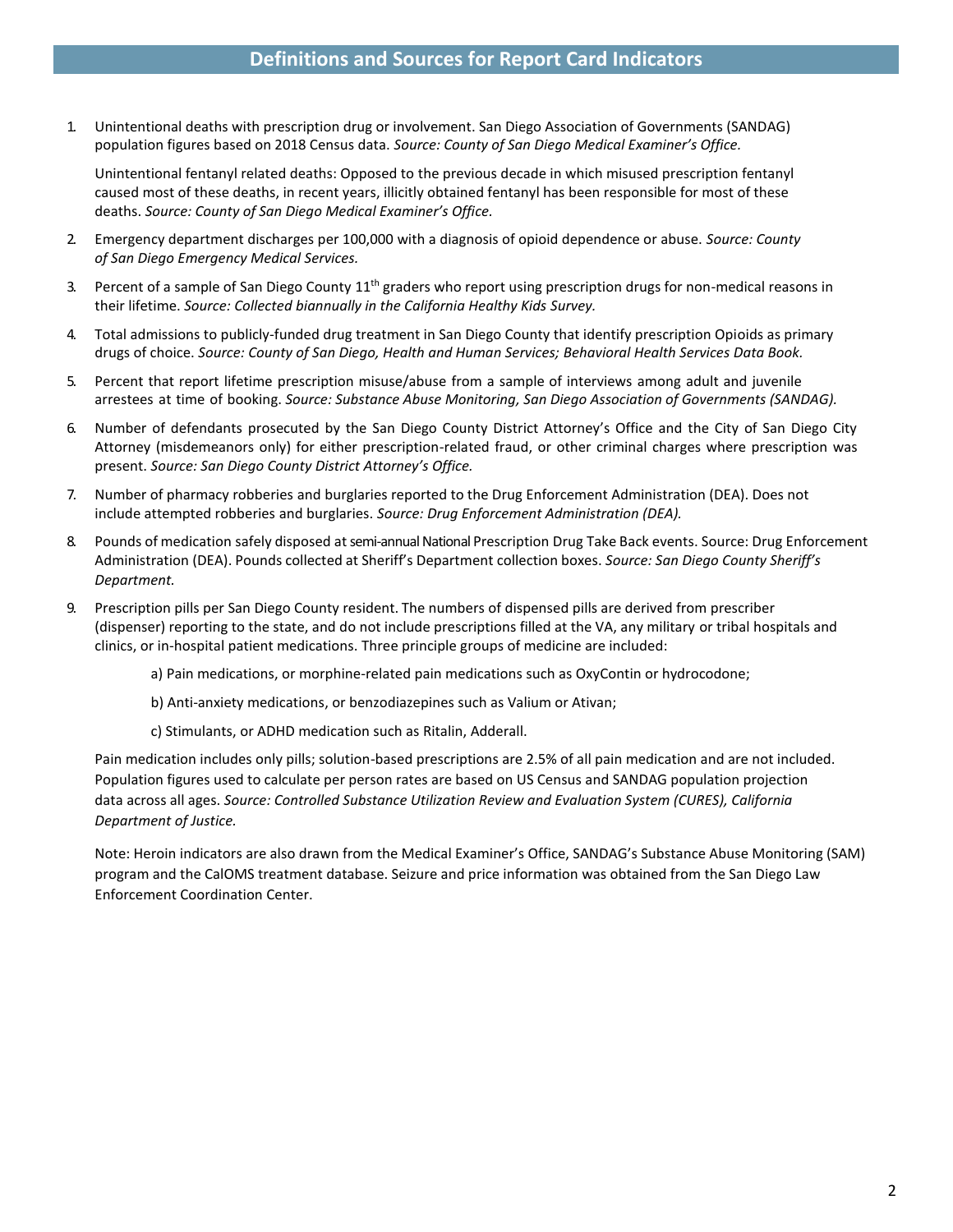# Definitions and Sources for Report Card Indicators

1. Unintentional deaths with prescription drug or involvement. San Diego Association of Governments (SANDAG) population figures based on 2018 Census data. *Source: County of San Diego Medical Examiner's Office.*

   Unintentional fentanyl related deaths: Opposed to the previous decade in which misused prescription fentanyl caused most of these deaths, in recent years, illicitly obtained fentanyl has been responsible for most of these deaths. *Source: County of San Diego Medical Examiner's Office.*

2. Emergency department discharges per 100,000 with a diagnosis of opioid dependence or abuse. *Source: County of San Diego Emergency Medical Services.*

3. Percent of a sample of San Diego County 11th graders who report using prescription drugs for non-medical reasons in their lifetime. *Source: Collected biannually in the California Healthy Kids Survey.*

4. Total admissions to publicly-funded drug treatment in San Diego County that identify prescription Opioids as primary drugs of choice. *Source: County of San Diego, Health and Human Services; Behavioral Health Services Data Book.*

5. Percent that report lifetime prescription misuse/abuse from a sample of interviews among adult and juvenile arrestees at time of booking. *Source: Substance Abuse Monitoring, San Diego Association of Governments (SANDAG).*

6. Number of defendants prosecuted by the San Diego County District Attorney's Office and the City of San Diego City Attorney (misdemeanors only) for either prescription-related fraud, or other criminal charges where prescription was present. *Source: San Diego County District Attorney's Office.*

7. Number of pharmacy robberies and burglaries reported to the Drug Enforcement Administration (DEA). Does not include attempted robberies and burglaries. *Source: Drug Enforcement Administration (DEA).*

8. Pounds of medication safely disposed at semi-annual National Prescription Drug Take Back events. Source: Drug Enforcement Administration (DEA). Pounds collected at Sheriff's Department collection boxes. *Source: San Diego County Sheriff's Department.*

9. Prescription pills per San Diego County resident. The numbers of dispensed pills are derived from prescriber (dispenser) reporting to the state, and do not include prescriptions filled at the VA, any military or tribal hospitals and clinics, or in-hospital patient medications. Three principle groups of medicine are included:

   a) Pain medications, or morphine-related pain medications such as OxyContin or hydrocodone;

   b) Anti-anxiety medications, or benzodiazepines such as Valium or Ativan;

   c) Stimulants, or ADHD medication such as Ritalin, Adderall.

   Pain medication includes only pills; solution-based prescriptions are 2.5% of all pain medication and are not included. Population figures used to calculate per person rates are based on US Census and SANDAG population projection data across all ages. *Source: Controlled Substance Utilization Review and Evaluation System (CURES), California Department of Justice.*

   Note: Heroin indicators are also drawn from the Medical Examiner's Office, SANDAG's Substance Abuse Monitoring (SAM) program and the CalOMS treatment database. Seizure and price information was obtained from the San Diego Law Enforcement Coordination Center.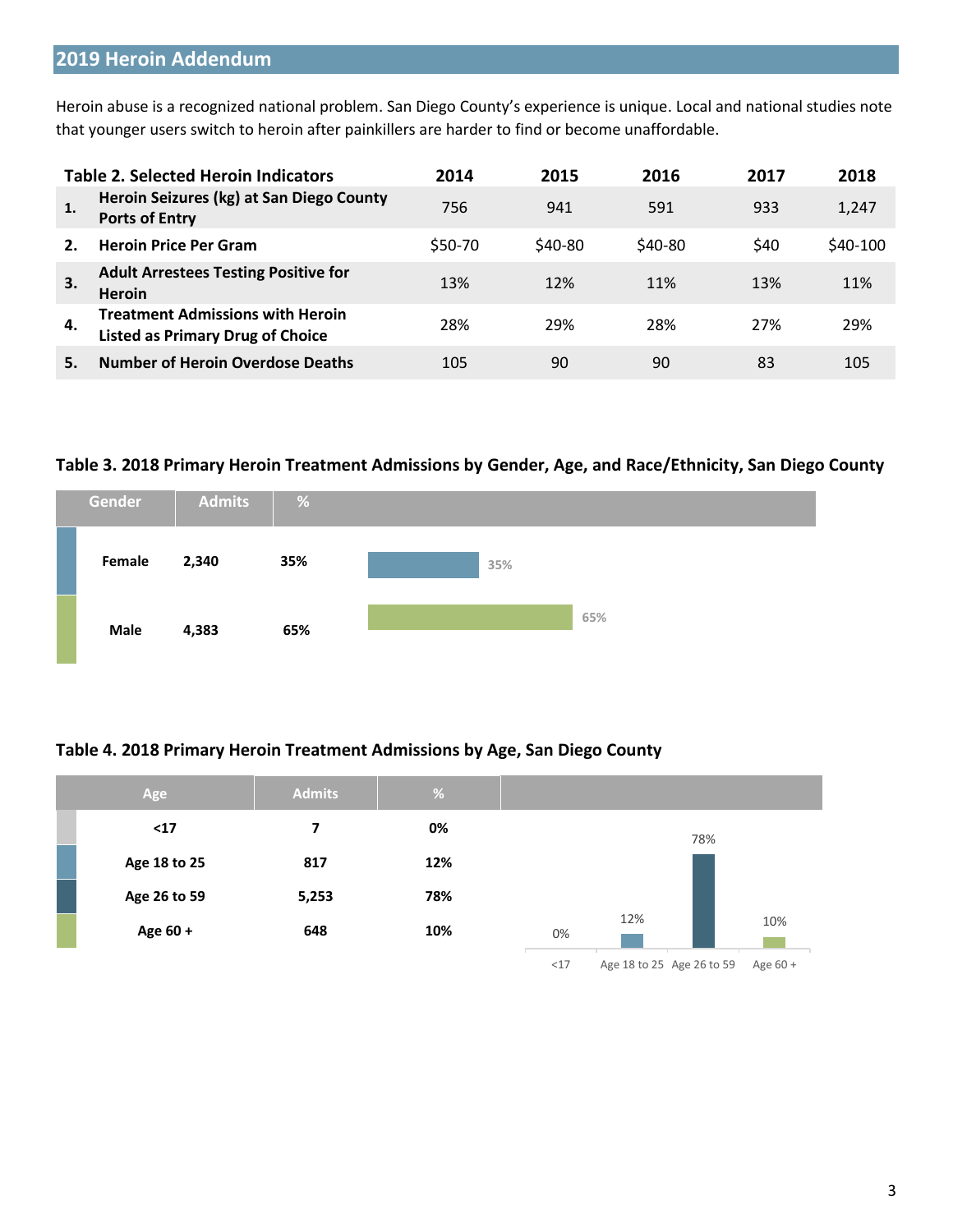## 2019 Heroin Addendum

Heroin abuse is a recognized national problem. San Diego County's experience is unique. Local and national studies note that younger users switch to heroin after painkillers are harder to find or become unaffordable.

| | Table 2. Selected Heroin Indicators | 2014 | 2015 | 2016 | 2017 | 2018 |
|---|---|---|---|---|---|---|
| 1. | Heroin Seizures (kg) at San Diego County Ports of Entry | 756 | 941 | 591 | 933 | 1,247 |
| 2. | Heroin Price Per Gram | $50-70 | $40-80 | $40-80 | $40 | $40-100 |
| 3. | Adult Arrestees Testing Positive for Heroin | 13% | 12% | 11% | 13% | 11% |
| 4. | Treatment Admissions with Heroin Listed as Primary Drug of Choice | 28% | 29% | 28% | 27% | 29% |
| 5. | Number of Heroin Overdose Deaths | 105 | 90 | 90 | 83 | 105 |

**Table 3. 2018 Primary Heroin Treatment Admissions by Gender, Age, and Race/Ethnicity, San Diego County**

| Gender | Admits | % |
|---|---|---|
| Female | 2,340 | 35% |
| Male | 4,383 | 65% |

**Table 4. 2018 Primary Heroin Treatment Admissions by Age, San Diego County**

| Age | Admits | % |
|---|---|---|
| <17 | 7 | 0% |
| Age 18 to 25 | 817 | 12% |
| Age 26 to 59 | 5,253 | 78% |
| Age 60 + | 648 | 10% |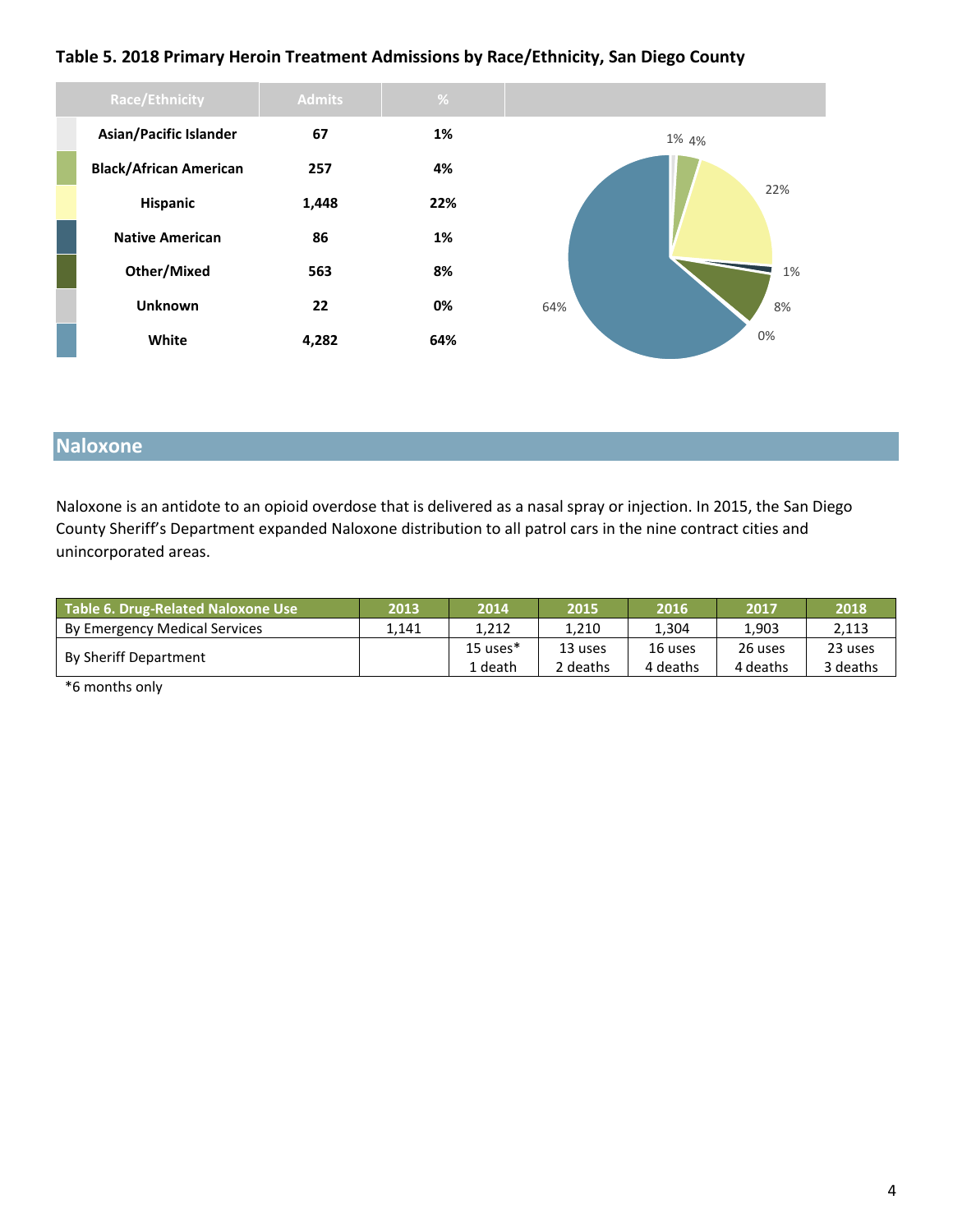**Table 5. 2018 Primary Heroin Treatment Admissions by Race/Ethnicity, San Diego County**

| Race/Ethnicity | Admits | % |
|---|---|---|
| Asian/Pacific Islander | 67 | 1% |
| Black/African American | 257 | 4% |
| Hispanic | 1,448 | 22% |
| Native American | 86 | 1% |
| Other/Mixed | 563 | 8% |
| Unknown | 22 | 0% |
| White | 4,282 | 64% |

## Naloxone

Naloxone is an antidote to an opioid overdose that is delivered as a nasal spray or injection. In 2015, the San Diego County Sheriff's Department expanded Naloxone distribution to all patrol cars in the nine contract cities and unincorporated areas.

| Table 6. Drug-Related Naloxone Use | 2013 | 2014 | 2015 | 2016 | 2017 | 2018 |
|---|---|---|---|---|---|---|
| By Emergency Medical Services | 1,141 | 1,212 | 1,210 | 1,304 | 1,903 | 2,113 |
| By Sheriff Department | | 15 uses* 1 death | 13 uses 2 deaths | 16 uses 4 deaths | 26 uses 4 deaths | 23 uses 3 deaths |

*6 months only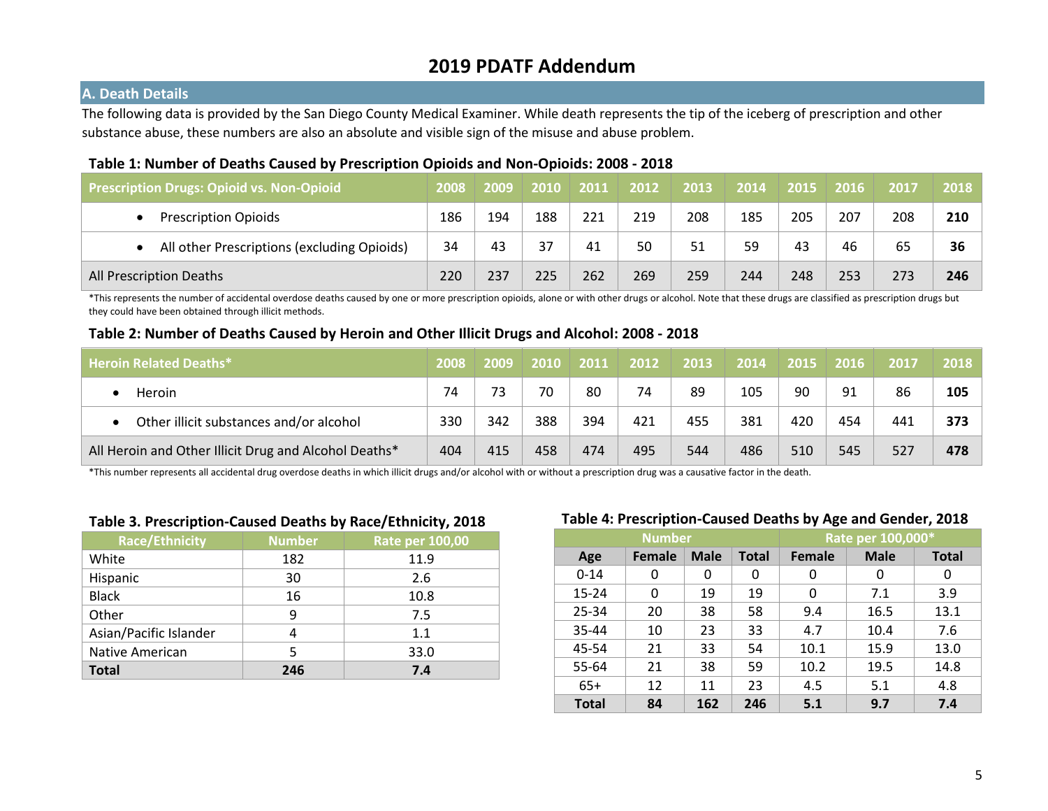# 2019 PDATF Addendum

## A. Death Details

The following data is provided by the San Diego County Medical Examiner. While death represents the tip of the iceberg of prescription and other substance abuse, these numbers are also an absolute and visible sign of the misuse and abuse problem.

### Table 1: Number of Deaths Caused by Prescription Opioids and Non-Opioids: 2008 - 2018

| Prescription Drugs: Opioid vs. Non-Opioid | 2008 | 2009 | 2010 | 2011 | 2012 | 2013 | 2014 | 2015 | 2016 | 2017 | 2018 |
|---|---|---|---|---|---|---|---|---|---|---|---|
| • Prescription Opioids | 186 | 194 | 188 | 221 | 219 | 208 | 185 | 205 | 207 | 208 | **210** |
| • All other Prescriptions (excluding Opioids) | 34 | 43 | 37 | 41 | 50 | 51 | 59 | 43 | 46 | 65 | **36** |
| All Prescription Deaths | 220 | 237 | 225 | 262 | 269 | 259 | 244 | 248 | 253 | 273 | **246** |

*This represents the number of accidental overdose deaths caused by one or more prescription opioids, alone or with other drugs or alcohol. Note that these drugs are classified as prescription drugs but they could have been obtained through illicit methods.

### Table 2: Number of Deaths Caused by Heroin and Other Illicit Drugs and Alcohol: 2008 - 2018

| Heroin Related Deaths* | 2008 | 2009 | 2010 | 2011 | 2012 | 2013 | 2014 | 2015 | 2016 | 2017 | 2018 |
|---|---|---|---|---|---|---|---|---|---|---|---|
| • Heroin | 74 | 73 | 70 | 80 | 74 | 89 | 105 | 90 | 91 | 86 | **105** |
| • Other illicit substances and/or alcohol | 330 | 342 | 388 | 394 | 421 | 455 | 381 | 420 | 454 | 441 | **373** |
| All Heroin and Other Illicit Drug and Alcohol Deaths* | 404 | 415 | 458 | 474 | 495 | 544 | 486 | 510 | 545 | 527 | **478** |

*This number represents all accidental drug overdose deaths in which illicit drugs and/or alcohol with or without a prescription drug was a causative factor in the death.

### Table 3. Prescription-Caused Deaths by Race/Ethnicity, 2018

| Race/Ethnicity | Number | Rate per 100,00 |
|---|---|---|
| White | 182 | 11.9 |
| Hispanic | 30 | 2.6 |
| Black | 16 | 10.8 |
| Other | 9 | 7.5 |
| Asian/Pacific Islander | 4 | 1.1 |
| Native American | 5 | 33.0 |
| **Total** | **246** | **7.4** |

### Table 4: Prescription-Caused Deaths by Age and Gender, 2018

| | Number | | | Rate per 100,000* | | |
|---|---|---|---|---|---|---|
| **Age** | **Female** | **Male** | **Total** | **Female** | **Male** | **Total** |
| 0-14 | 0 | 0 | 0 | 0 | 0 | 0 |
| 15-24 | 0 | 19 | 19 | 0 | 7.1 | 3.9 |
| 25-34 | 20 | 38 | 58 | 9.4 | 16.5 | 13.1 |
| 35-44 | 10 | 23 | 33 | 4.7 | 10.4 | 7.6 |
| 45-54 | 21 | 33 | 54 | 10.1 | 15.9 | 13.0 |
| 55-64 | 21 | 38 | 59 | 10.2 | 19.5 | 14.8 |
| 65+ | 12 | 11 | 23 | 4.5 | 5.1 | 4.8 |
| **Total** | **84** | **162** | **246** | **5.1** | **9.7** | **7.4** |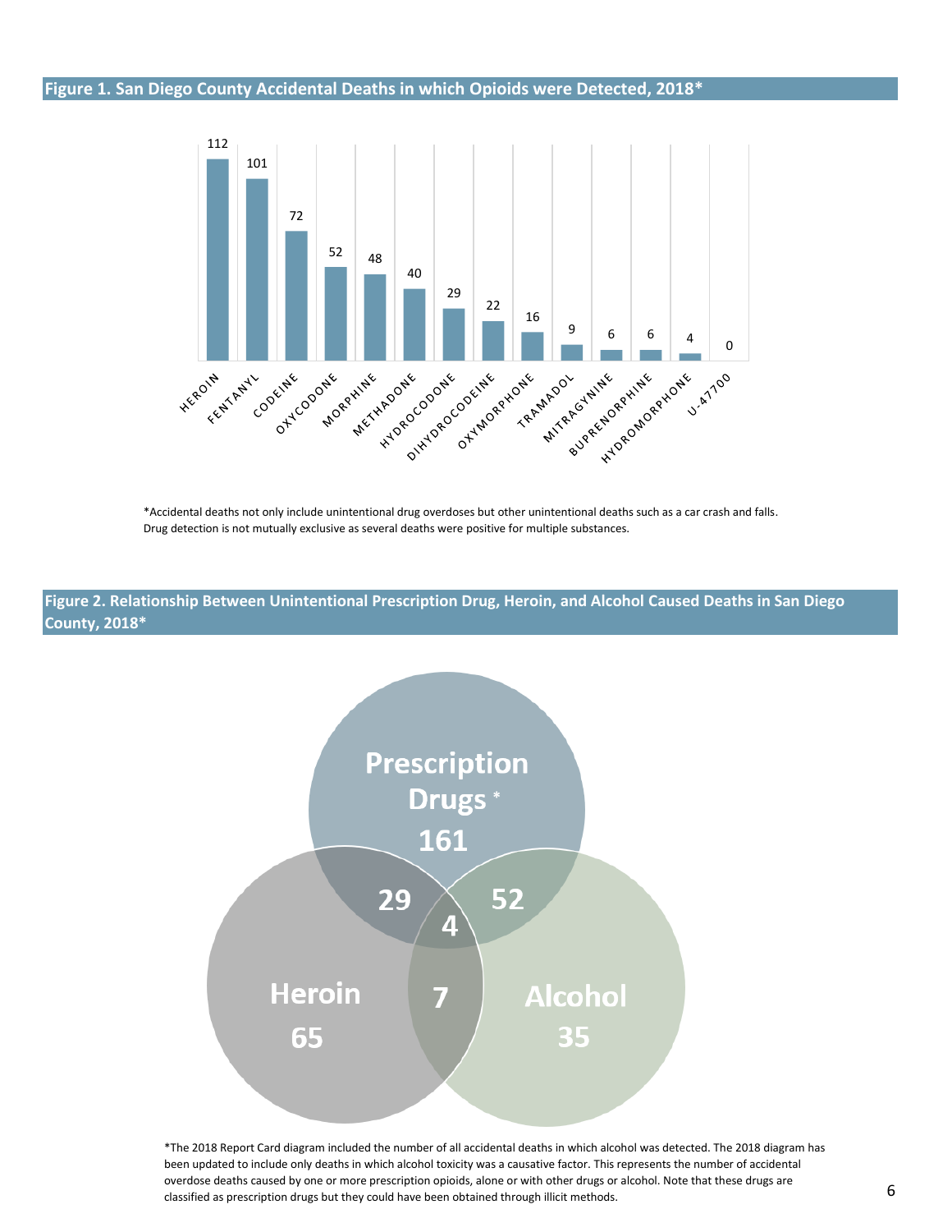## Figure 1. San Diego County Accidental Deaths in which Opioids were Detected, 2018*

| Opioid | Deaths |
|---|---|
| HEROIN | 112 |
| FENTANYL | 101 |
| CODEINE | 72 |
| OXYCODONE | 52 |
| MORPHINE | 48 |
| METHADONE | 40 |
| HYDROCODONE | 29 |
| DIHYDROCODEINE | 22 |
| OXYMORPHONE | 16 |
| TRAMADOL | 9 |
| MITRAGYNINE | 6 |
| BUPRENORPHINE | 6 |
| HYDROMORPHONE | 4 |
| U-47700 | 0 |

*Accidental deaths not only include unintentional drug overdoses but other unintentional deaths such as a car crash and falls. Drug detection is not mutually exclusive as several deaths were positive for multiple substances.

## Figure 2. Relationship Between Unintentional Prescription Drug, Heroin, and Alcohol Caused Deaths in San Diego County, 2018*

| Category | Deaths |
|---|---|
| Prescription Drugs * only | 161 |
| Heroin only | 65 |
| Alcohol only | 35 |
| Prescription Drugs and Heroin | 29 |
| Prescription Drugs and Alcohol | 52 |
| Heroin and Alcohol | 7 |
| Prescription Drugs, Heroin, and Alcohol | 4 |

*The 2018 Report Card diagram included the number of all accidental deaths in which alcohol was detected. The 2018 diagram has been updated to include only deaths in which alcohol toxicity was a causative factor. This represents the number of accidental overdose deaths caused by one or more prescription opioids, alone or with other drugs or alcohol. Note that these drugs are classified as prescription drugs but they could have been obtained through illicit methods.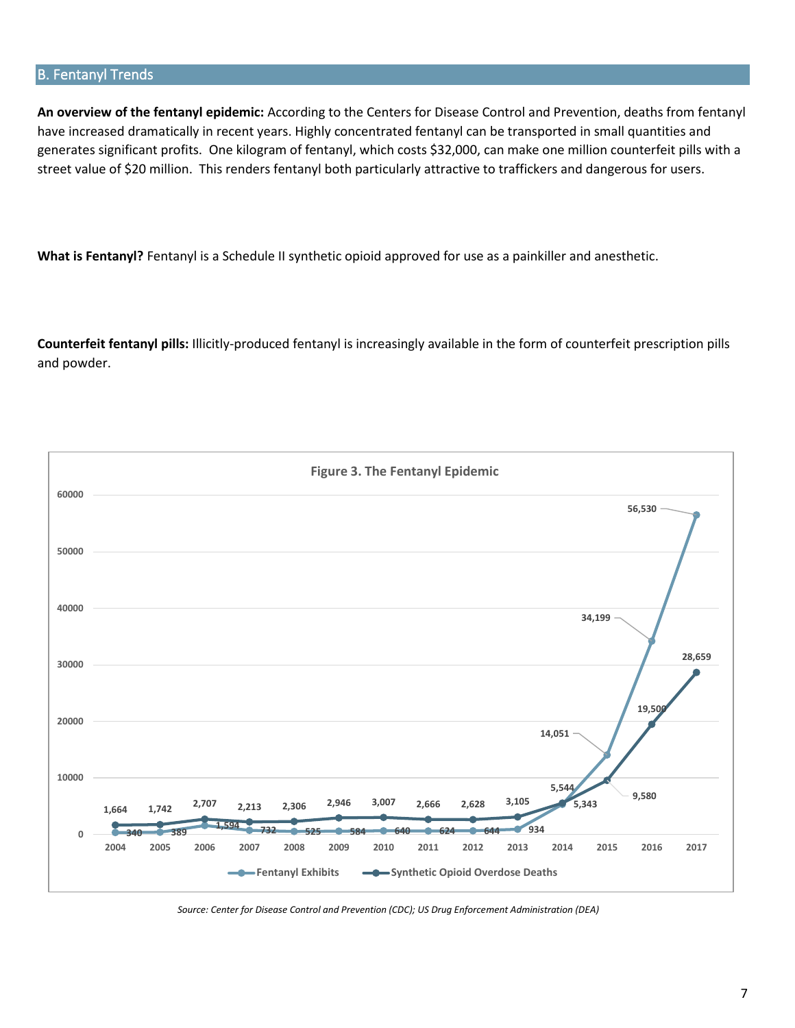## B. Fentanyl Trends

**An overview of the fentanyl epidemic:** According to the Centers for Disease Control and Prevention, deaths from fentanyl have increased dramatically in recent years. Highly concentrated fentanyl can be transported in small quantities and generates significant profits. One kilogram of fentanyl, which costs $32,000, can make one million counterfeit pills with a street value of $20 million. This renders fentanyl both particularly attractive to traffickers and dangerous for users.

**What is Fentanyl?** Fentanyl is a Schedule II synthetic opioid approved for use as a painkiller and anesthetic.

**Counterfeit fentanyl pills:** Illicitly-produced fentanyl is increasingly available in the form of counterfeit prescription pills and powder.

**Figure 3. The Fentanyl Epidemic**

| Year | Fentanyl Exhibits | Synthetic Opioid Overdose Deaths |
|---|---|---|
| 2004 | 340 | 1,664 |
| 2005 | 389 | 1,742 |
| 2006 | 1,594 | 2,707 |
| 2007 | 732 | 2,213 |
| 2008 | 525 | 2,306 |
| 2009 | 584 | 2,946 |
| 2010 | 640 | 3,007 |
| 2011 | 624 | 2,666 |
| 2012 | 644 | 2,628 |
| 2013 | 934 | 3,105 |
| 2014 | 5,343 | 5,544 |
| 2015 | 14,051 | 9,580 |
| 2016 | 34,199 | 19,500 |
| 2017 | 56,530 | 28,659 |

*Source: Center for Disease Control and Prevention (CDC); US Drug Enforcement Administration (DEA)*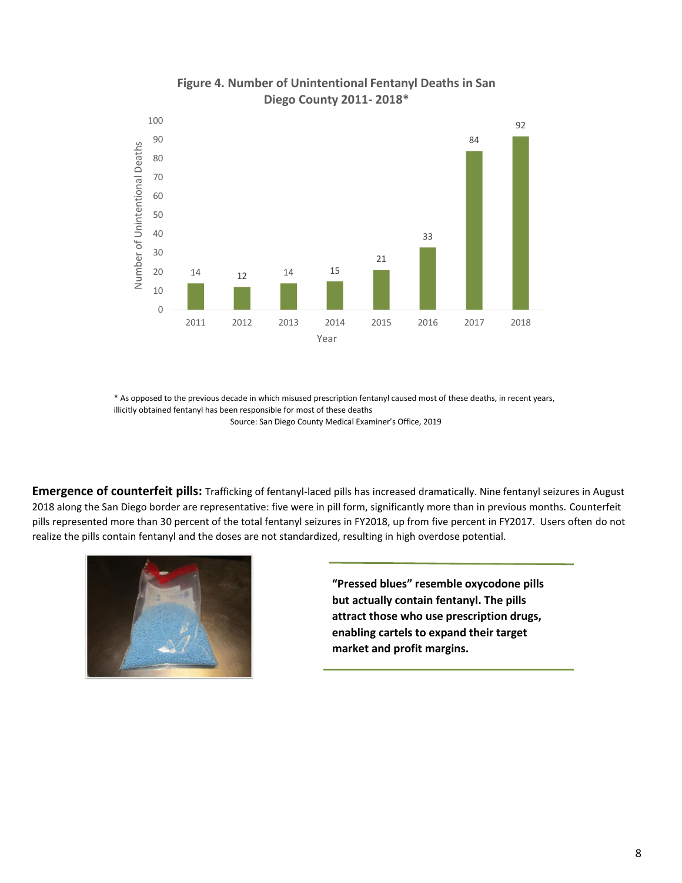**Figure 4. Number of Unintentional Fentanyl Deaths in San Diego County 2011- 2018***

| Year | Number of Unintentional Deaths |
| --- | --- |
| 2011 | 14 |
| 2012 | 12 |
| 2013 | 14 |
| 2014 | 15 |
| 2015 | 21 |
| 2016 | 33 |
| 2017 | 84 |
| 2018 | 92 |

* As opposed to the previous decade in which misused prescription fentanyl caused most of these deaths, in recent years, illicitly obtained fentanyl has been responsible for most of these deaths

Source: San Diego County Medical Examiner's Office, 2019

**Emergence of counterfeit pills:** Trafficking of fentanyl-laced pills has increased dramatically. Nine fentanyl seizures in August 2018 along the San Diego border are representative: five were in pill form, significantly more than in previous months. Counterfeit pills represented more than 30 percent of the total fentanyl seizures in FY2018, up from five percent in FY2017. Users often do not realize the pills contain fentanyl and the doses are not standardized, resulting in high overdose potential.

**"Pressed blues" resemble oxycodone pills but actually contain fentanyl. The pills attract those who use prescription drugs, enabling cartels to expand their target market and profit margins.**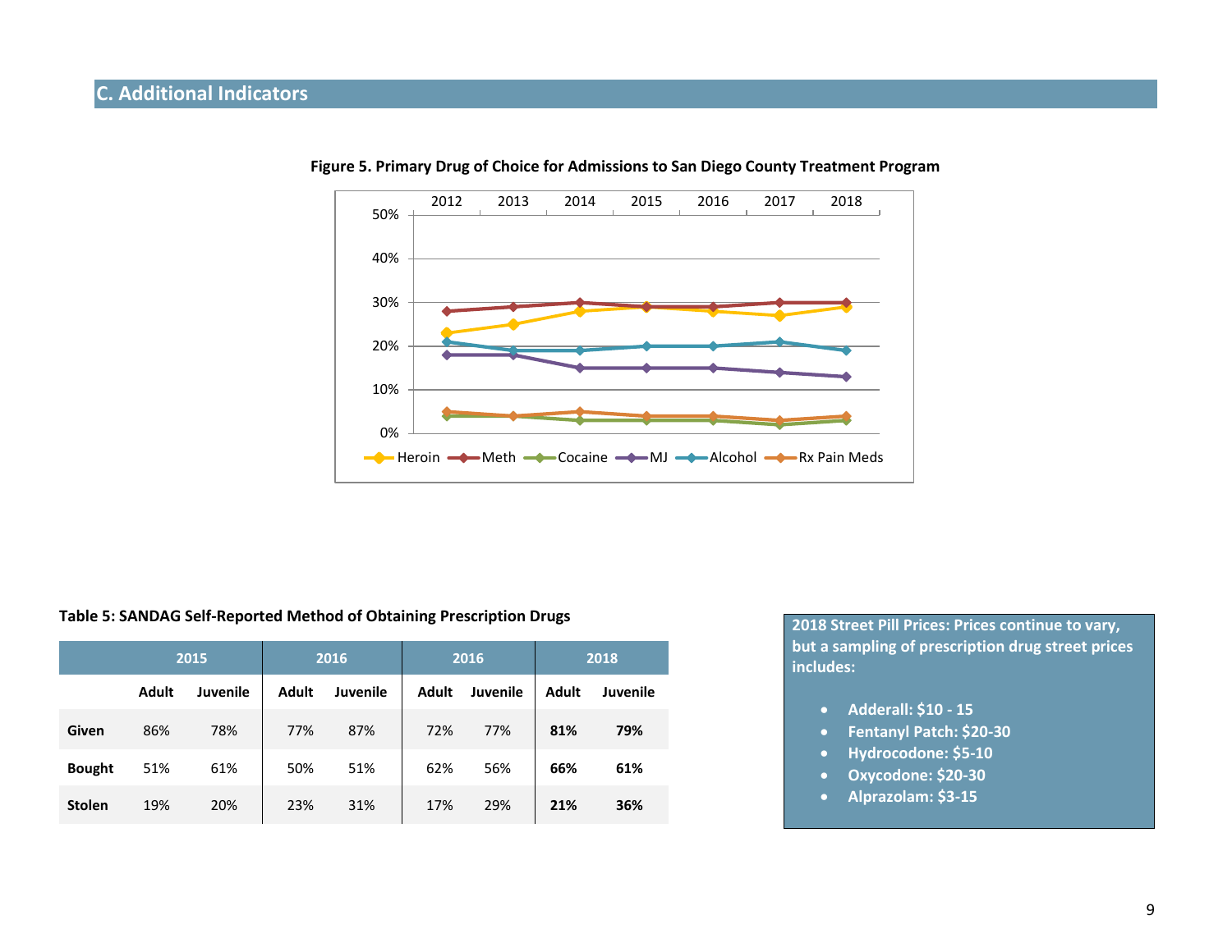## C. Additional Indicators

**Figure 5. Primary Drug of Choice for Admissions to San Diego County Treatment Program**

2012 2013 2014 2015 2016 2017 2018

50%
40%
30%
20%
10%
0%

Heroin, Meth, Cocaine, MJ, Alcohol, Rx Pain Meds

**Table 5: SANDAG Self-Reported Method of Obtaining Prescription Drugs**

| | 2015 | | 2016 | | 2016 | | 2018 | |
|---|---|---|---|---|---|---|---|---|
| | Adult | Juvenile | Adult | Juvenile | Adult | Juvenile | Adult | Juvenile |
| **Given** | 86% | 78% | 77% | 87% | 72% | 77% | **81%** | **79%** |
| **Bought** | 51% | 61% | 50% | 51% | 62% | 56% | **66%** | **61%** |
| **Stolen** | 19% | 20% | 23% | 31% | 17% | 29% | **21%** | **36%** |

**2018 Street Pill Prices: Prices continue to vary, but a sampling of prescription drug street prices includes:**

- **Adderall: $10 - 15**
- **Fentanyl Patch: $20-30**
- **Hydrocodone: $5-10**
- **Oxycodone: $20-30**
- **Alprazolam: $3-15**